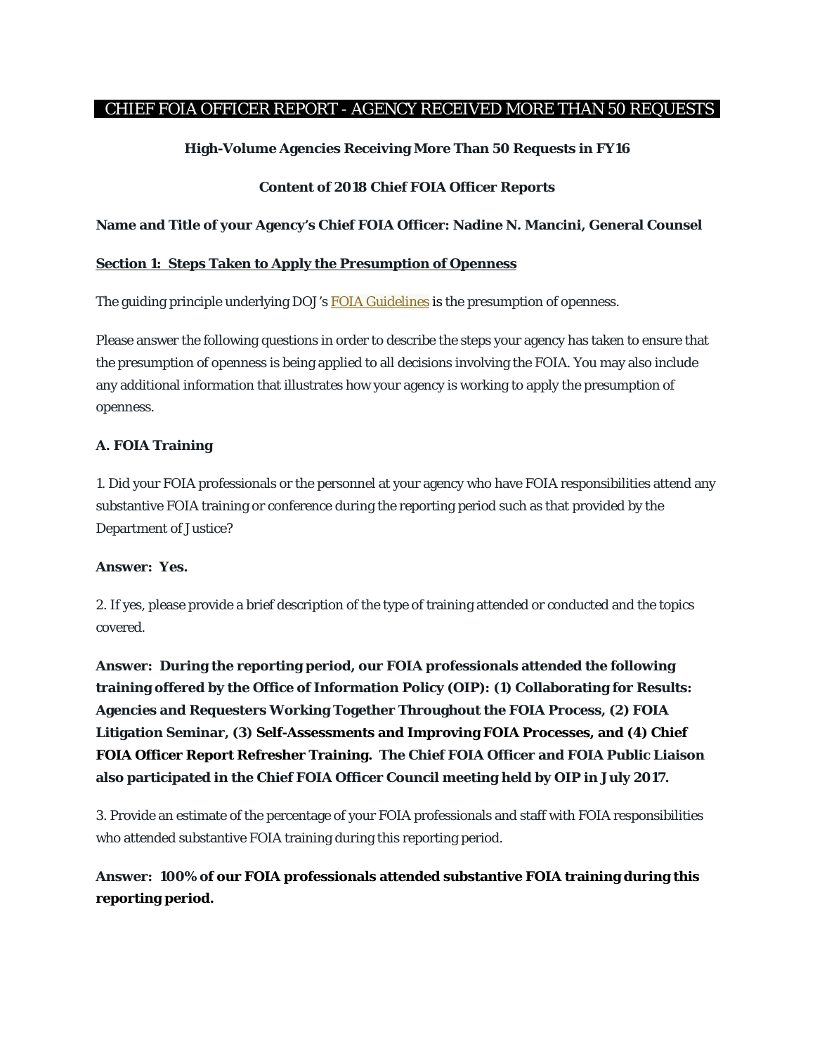# CHIEF FOIA OFFICER REPORT - AGENCY RECEIVED MORE THAN 50 REQUESTS

**High-Volume Agencies Receiving More Than 50 Requests in FY16**

**Content of 2018 Chief FOIA Officer Reports**

**Name and Title of your Agency's Chief FOIA Officer: Nadine N. Mancini, General Counsel**

## Section 1: Steps Taken to Apply the Presumption of Openness

The guiding principle underlying DOJ's FOIA Guidelines is the presumption of openness.

Please answer the following questions in order to describe the steps your agency has taken to ensure that the presumption of openness is being applied to all decisions involving the FOIA. You may also include any additional information that illustrates how your agency is working to apply the presumption of openness.

### A. FOIA Training

1. Did your FOIA professionals or the personnel at your agency who have FOIA responsibilities attend any substantive FOIA training or conference during the reporting period such as that provided by the Department of Justice?

**Answer: Yes.**

2. If yes, please provide a brief description of the type of training attended or conducted and the topics covered.

**Answer: During the reporting period, our FOIA professionals attended the following training offered by the Office of Information Policy (OIP): (1) Collaborating for Results: Agencies and Requesters Working Together Throughout the FOIA Process, (2) FOIA Litigation Seminar, (3) Self-Assessments and Improving FOIA Processes, and (4) Chief FOIA Officer Report Refresher Training. The Chief FOIA Officer and FOIA Public Liaison also participated in the Chief FOIA Officer Council meeting held by OIP in July 2017.**

3. Provide an estimate of the percentage of your FOIA professionals and staff with FOIA responsibilities who attended substantive FOIA training during this reporting period.

**Answer: 100% of our FOIA professionals attended substantive FOIA training during this reporting period.**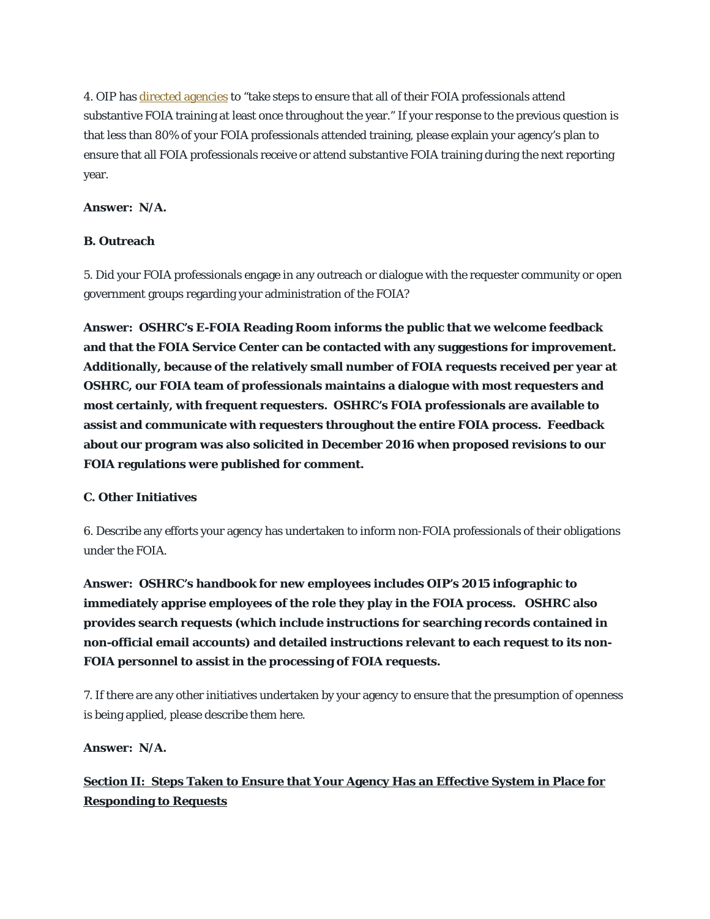4. OIP has directed agencies to "take steps to ensure that all of their FOIA professionals attend substantive FOIA training at least once throughout the year." If your response to the previous question is that less than 80% of your FOIA professionals attended training, please explain your agency's plan to ensure that all FOIA professionals receive or attend substantive FOIA training during the next reporting year.

**Answer: N/A.**

**B. Outreach**

5. Did your FOIA professionals engage in any outreach or dialogue with the requester community or open government groups regarding your administration of the FOIA?

**Answer: OSHRC's E-FOIA Reading Room informs the public that we welcome feedback and that the FOIA Service Center can be contacted with any suggestions for improvement. Additionally, because of the relatively small number of FOIA requests received per year at OSHRC, our FOIA team of professionals maintains a dialogue with most requesters and most certainly, with frequent requesters. OSHRC's FOIA professionals are available to assist and communicate with requesters throughout the entire FOIA process. Feedback about our program was also solicited in December 2016 when proposed revisions to our FOIA regulations were published for comment.**

**C. Other Initiatives**

6. Describe any efforts your agency has undertaken to inform non-FOIA professionals of their obligations under the FOIA.

**Answer: OSHRC's handbook for new employees includes OIP's 2015 infographic to immediately apprise employees of the role they play in the FOIA process. OSHRC also provides search requests (which include instructions for searching records contained in non-official email accounts) and detailed instructions relevant to each request to its non-FOIA personnel to assist in the processing of FOIA requests.**

7. If there are any other initiatives undertaken by your agency to ensure that the presumption of openness is being applied, please describe them here.

**Answer: N/A.**

## Section II: Steps Taken to Ensure that Your Agency Has an Effective System in Place for Responding to Requests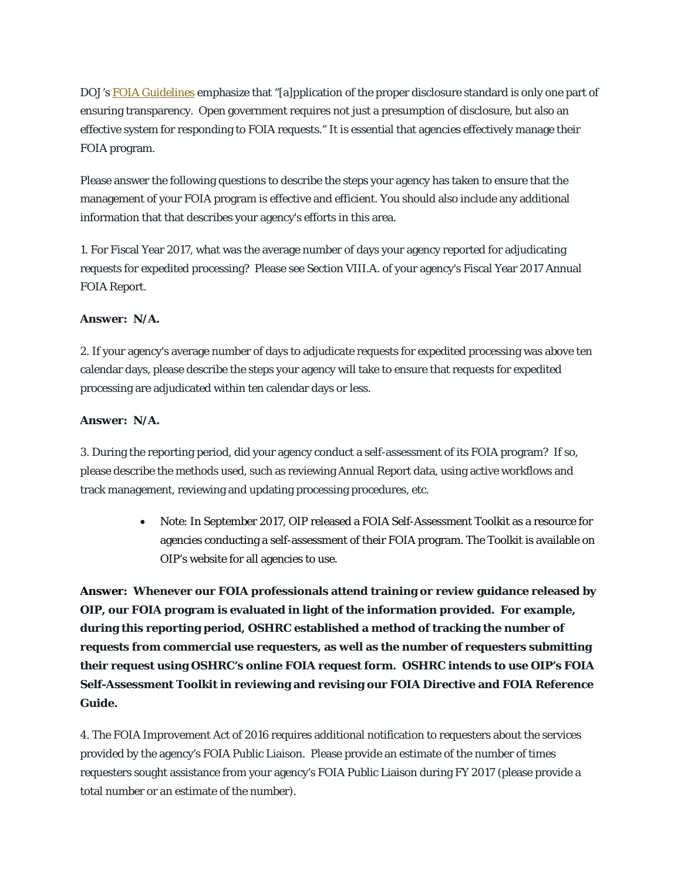DOJ's [FOIA Guidelines] emphasize that "[a]pplication of the proper disclosure standard is only one part of ensuring transparency. Open government requires not just a presumption of disclosure, but also an effective system for responding to FOIA requests." It is essential that agencies effectively manage their FOIA program.

Please answer the following questions to describe the steps your agency has taken to ensure that the management of your FOIA program is effective and efficient. You should also include any additional information that that describes your agency's efforts in this area.

1. For Fiscal Year 2017, what was the average number of days your agency reported for adjudicating requests for expedited processing? Please see Section VIII.A. of your agency's Fiscal Year 2017 Annual FOIA Report.

**Answer: N/A.**

2. If your agency's average number of days to adjudicate requests for expedited processing was above ten calendar days, please describe the steps your agency will take to ensure that requests for expedited processing are adjudicated within ten calendar days or less.

**Answer: N/A.**

3. During the reporting period, did your agency conduct a self-assessment of its FOIA program? If so, please describe the methods used, such as reviewing Annual Report data, using active workflows and track management, reviewing and updating processing procedures, etc.

- Note: In September 2017, OIP released a FOIA Self-Assessment Toolkit as a resource for agencies conducting a self-assessment of their FOIA program. The Toolkit is available on OIP's website for all agencies to use.

**Answer: Whenever our FOIA professionals attend training or review guidance released by OIP, our FOIA program is evaluated in light of the information provided. For example, during this reporting period, OSHRC established a method of tracking the number of requests from commercial use requesters, as well as the number of requesters submitting their request using OSHRC's online FOIA request form. OSHRC intends to use OIP's FOIA Self-Assessment Toolkit in reviewing and revising our FOIA Directive and FOIA Reference Guide.**

4. The FOIA Improvement Act of 2016 requires additional notification to requesters about the services provided by the agency's FOIA Public Liaison. Please provide an estimate of the number of times requesters sought assistance from your agency's FOIA Public Liaison during FY 2017 (please provide a total number or an estimate of the number).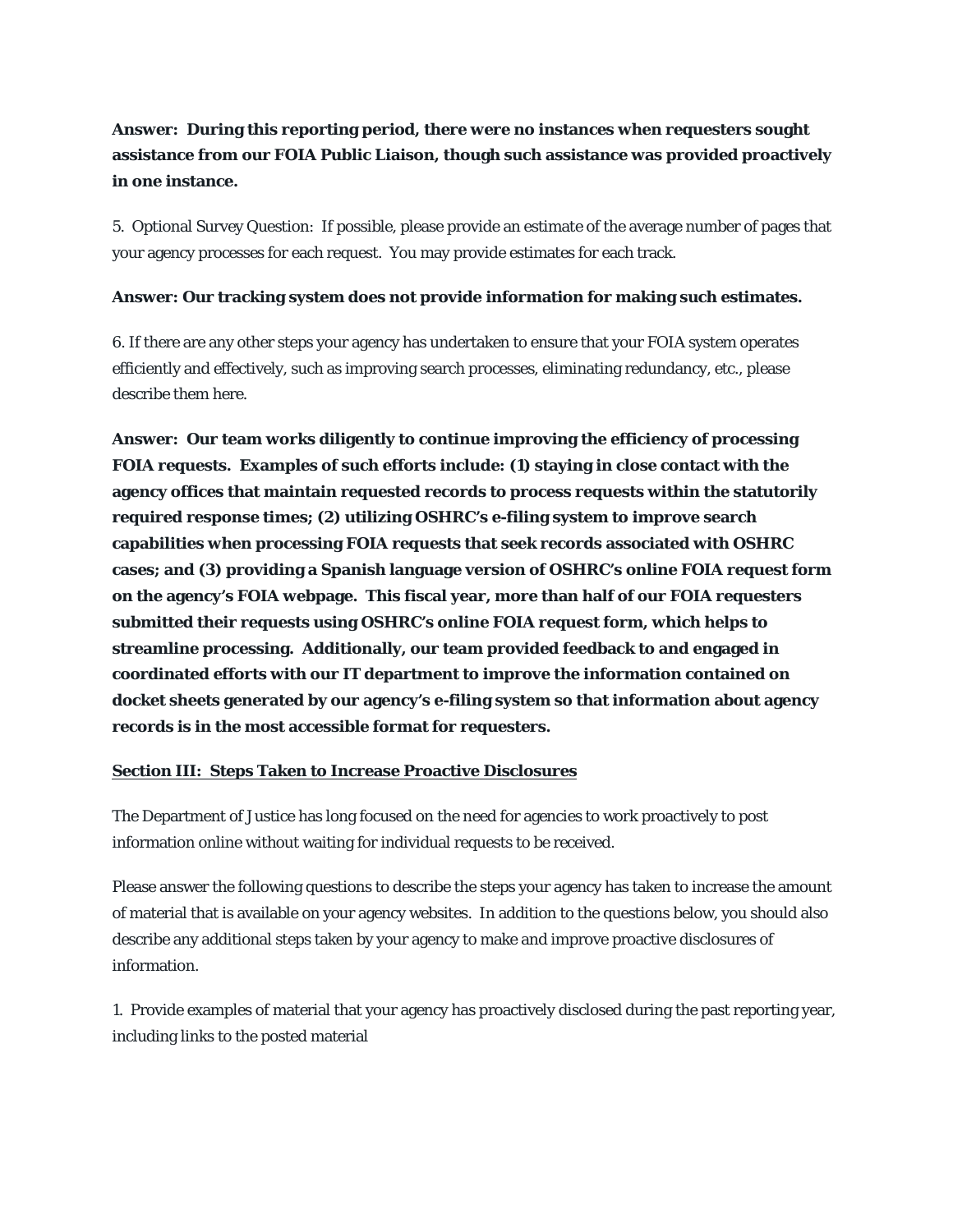**Answer: During this reporting period, there were no instances when requesters sought assistance from our FOIA Public Liaison, though such assistance was provided proactively in one instance.**

5. Optional Survey Question: If possible, please provide an estimate of the average number of pages that your agency processes for each request. You may provide estimates for each track.

**Answer: Our tracking system does not provide information for making such estimates.**

6. If there are any other steps your agency has undertaken to ensure that your FOIA system operates efficiently and effectively, such as improving search processes, eliminating redundancy, etc., please describe them here.

**Answer: Our team works diligently to continue improving the efficiency of processing FOIA requests. Examples of such efforts include: (1) staying in close contact with the agency offices that maintain requested records to process requests within the statutorily required response times; (2) utilizing OSHRC's e-filing system to improve search capabilities when processing FOIA requests that seek records associated with OSHRC cases; and (3) providing a Spanish language version of OSHRC's online FOIA request form on the agency's FOIA webpage. This fiscal year, more than half of our FOIA requesters submitted their requests using OSHRC's online FOIA request form, which helps to streamline processing. Additionally, our team provided feedback to and engaged in coordinated efforts with our IT department to improve the information contained on docket sheets generated by our agency's e-filing system so that information about agency records is in the most accessible format for requesters.**

## Section III: Steps Taken to Increase Proactive Disclosures

The Department of Justice has long focused on the need for agencies to work proactively to post information online without waiting for individual requests to be received.

Please answer the following questions to describe the steps your agency has taken to increase the amount of material that is available on your agency websites. In addition to the questions below, you should also describe any additional steps taken by your agency to make and improve proactive disclosures of information.

1. Provide examples of material that your agency has proactively disclosed during the past reporting year, including links to the posted material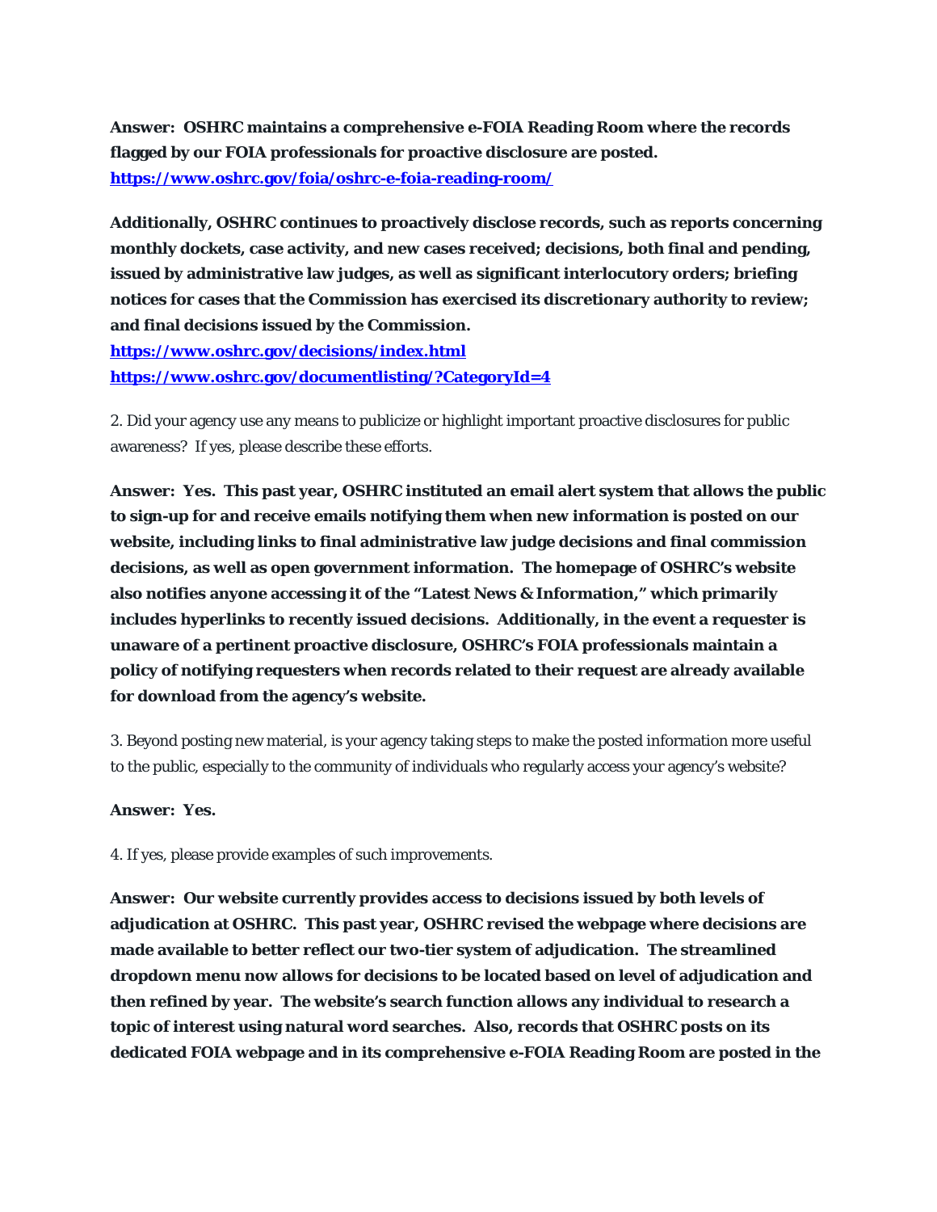**Answer: OSHRC maintains a comprehensive e-FOIA Reading Room where the records flagged by our FOIA professionals for proactive disclosure are posted.**
**https://www.oshrc.gov/foia/oshrc-e-foia-reading-room/**

**Additionally, OSHRC continues to proactively disclose records, such as reports concerning monthly dockets, case activity, and new cases received; decisions, both final and pending, issued by administrative law judges, as well as significant interlocutory orders; briefing notices for cases that the Commission has exercised its discretionary authority to review; and final decisions issued by the Commission.**
**https://www.oshrc.gov/decisions/index.html**
**https://www.oshrc.gov/documentlisting/?CategoryId=4**

2. Did your agency use any means to publicize or highlight important proactive disclosures for public awareness? If yes, please describe these efforts.

**Answer: Yes. This past year, OSHRC instituted an email alert system that allows the public to sign-up for and receive emails notifying them when new information is posted on our website, including links to final administrative law judge decisions and final commission decisions, as well as open government information. The homepage of OSHRC's website also notifies anyone accessing it of the "Latest News & Information," which primarily includes hyperlinks to recently issued decisions. Additionally, in the event a requester is unaware of a pertinent proactive disclosure, OSHRC's FOIA professionals maintain a policy of notifying requesters when records related to their request are already available for download from the agency's website.**

3. Beyond posting new material, is your agency taking steps to make the posted information more useful to the public, especially to the community of individuals who regularly access your agency's website?

**Answer: Yes.**

4. If yes, please provide examples of such improvements.

**Answer: Our website currently provides access to decisions issued by both levels of adjudication at OSHRC. This past year, OSHRC revised the webpage where decisions are made available to better reflect our two-tier system of adjudication. The streamlined dropdown menu now allows for decisions to be located based on level of adjudication and then refined by year. The website's search function allows any individual to research a topic of interest using natural word searches. Also, records that OSHRC posts on its dedicated FOIA webpage and in its comprehensive e-FOIA Reading Room are posted in the**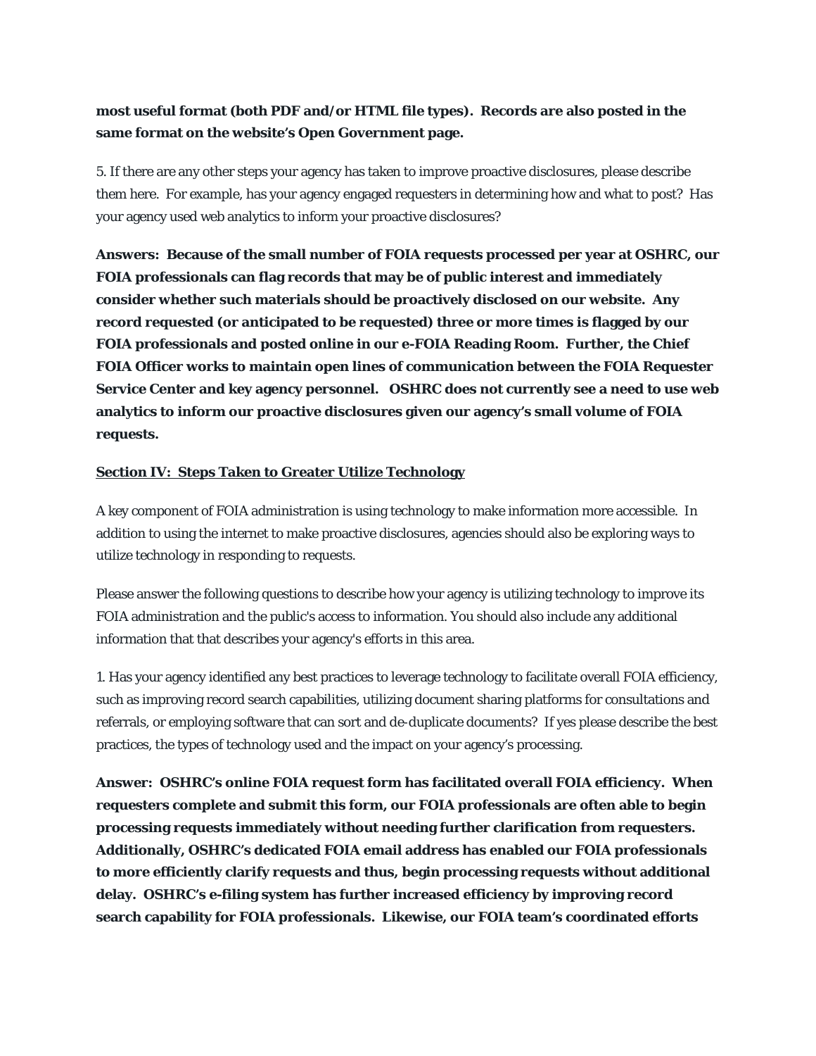**most useful format (both PDF and/or HTML file types). Records are also posted in the same format on the website's Open Government page.**

5. If there are any other steps your agency has taken to improve proactive disclosures, please describe them here. For example, has your agency engaged requesters in determining how and what to post? Has your agency used web analytics to inform your proactive disclosures?

**Answers: Because of the small number of FOIA requests processed per year at OSHRC, our FOIA professionals can flag records that may be of public interest and immediately consider whether such materials should be proactively disclosed on our website. Any record requested (or anticipated to be requested) three or more times is flagged by our FOIA professionals and posted online in our e-FOIA Reading Room. Further, the Chief FOIA Officer works to maintain open lines of communication between the FOIA Requester Service Center and key agency personnel. OSHRC does not currently see a need to use web analytics to inform our proactive disclosures given our agency's small volume of FOIA requests.**

**<u>Section IV: Steps Taken to Greater Utilize Technology</u>**

A key component of FOIA administration is using technology to make information more accessible. In addition to using the internet to make proactive disclosures, agencies should also be exploring ways to utilize technology in responding to requests.

Please answer the following questions to describe how your agency is utilizing technology to improve its FOIA administration and the public's access to information. You should also include any additional information that that describes your agency's efforts in this area.

1. Has your agency identified any best practices to leverage technology to facilitate overall FOIA efficiency, such as improving record search capabilities, utilizing document sharing platforms for consultations and referrals, or employing software that can sort and de-duplicate documents? If yes please describe the best practices, the types of technology used and the impact on your agency's processing.

**Answer: OSHRC's online FOIA request form has facilitated overall FOIA efficiency. When requesters complete and submit this form, our FOIA professionals are often able to begin processing requests immediately without needing further clarification from requesters. Additionally, OSHRC's dedicated FOIA email address has enabled our FOIA professionals to more efficiently clarify requests and thus, begin processing requests without additional delay. OSHRC's e-filing system has further increased efficiency by improving record search capability for FOIA professionals. Likewise, our FOIA team's coordinated efforts**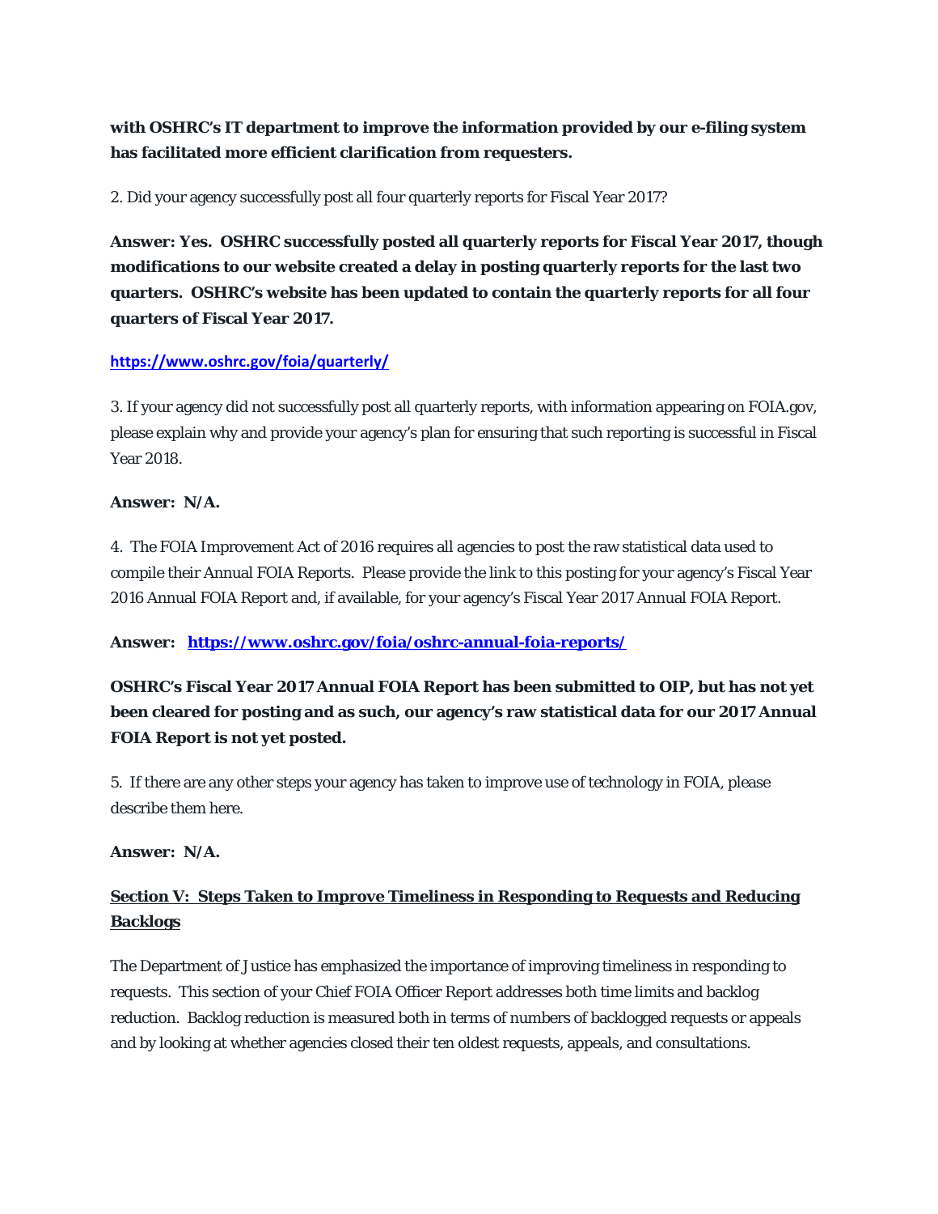**with OSHRC's IT department to improve the information provided by our e-filing system has facilitated more efficient clarification from requesters.**

2. Did your agency successfully post all four quarterly reports for Fiscal Year 2017?

**Answer: Yes. OSHRC successfully posted all quarterly reports for Fiscal Year 2017, though modifications to our website created a delay in posting quarterly reports for the last two quarters. OSHRC's website has been updated to contain the quarterly reports for all four quarters of Fiscal Year 2017.**

**https://www.oshrc.gov/foia/quarterly/**

3. If your agency did not successfully post all quarterly reports, with information appearing on FOIA.gov, please explain why and provide your agency's plan for ensuring that such reporting is successful in Fiscal Year 2018.

**Answer: N/A.**

4. The FOIA Improvement Act of 2016 requires all agencies to post the raw statistical data used to compile their Annual FOIA Reports. Please provide the link to this posting for your agency's Fiscal Year 2016 Annual FOIA Report and, if available, for your agency's Fiscal Year 2017 Annual FOIA Report.

**Answer: https://www.oshrc.gov/foia/oshrc-annual-foia-reports/**

**OSHRC's Fiscal Year 2017 Annual FOIA Report has been submitted to OIP, but has not yet been cleared for posting and as such, our agency's raw statistical data for our 2017 Annual FOIA Report is not yet posted.**

5. If there are any other steps your agency has taken to improve use of technology in FOIA, please describe them here.

**Answer: N/A.**

## Section V: Steps Taken to Improve Timeliness in Responding to Requests and Reducing Backlogs

The Department of Justice has emphasized the importance of improving timeliness in responding to requests. This section of your Chief FOIA Officer Report addresses both time limits and backlog reduction. Backlog reduction is measured both in terms of numbers of backlogged requests or appeals and by looking at whether agencies closed their ten oldest requests, appeals, and consultations.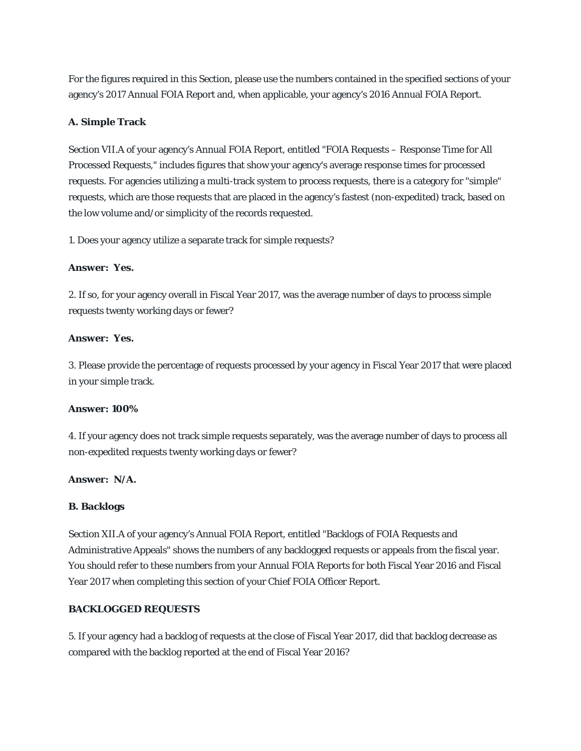For the figures required in this Section, please use the numbers contained in the specified sections of your agency's 2017 Annual FOIA Report and, when applicable, your agency's 2016 Annual FOIA Report.

**A. Simple Track**

Section VII.A of your agency's Annual FOIA Report, entitled "FOIA Requests – Response Time for All Processed Requests," includes figures that show your agency's average response times for processed requests. For agencies utilizing a multi-track system to process requests, there is a category for "simple" requests, which are those requests that are placed in the agency's fastest (non-expedited) track, based on the low volume and/or simplicity of the records requested.

1. Does your agency utilize a separate track for simple requests?

**Answer: Yes.**

2. If so, for your agency overall in Fiscal Year 2017, was the average number of days to process simple requests twenty working days or fewer?

**Answer: Yes.**

3. Please provide the percentage of requests processed by your agency in Fiscal Year 2017 that were placed in your simple track.

**Answer: 100%**

4. If your agency does not track simple requests separately, was the average number of days to process all non-expedited requests twenty working days or fewer?

**Answer: N/A.**

**B. Backlogs**

Section XII.A of your agency's Annual FOIA Report, entitled "Backlogs of FOIA Requests and Administrative Appeals" shows the numbers of any backlogged requests or appeals from the fiscal year. You should refer to these numbers from your Annual FOIA Reports for both Fiscal Year 2016 and Fiscal Year 2017 when completing this section of your Chief FOIA Officer Report.

**BACKLOGGED REQUESTS**

5. If your agency had a backlog of requests at the close of Fiscal Year 2017, did that backlog decrease as compared with the backlog reported at the end of Fiscal Year 2016?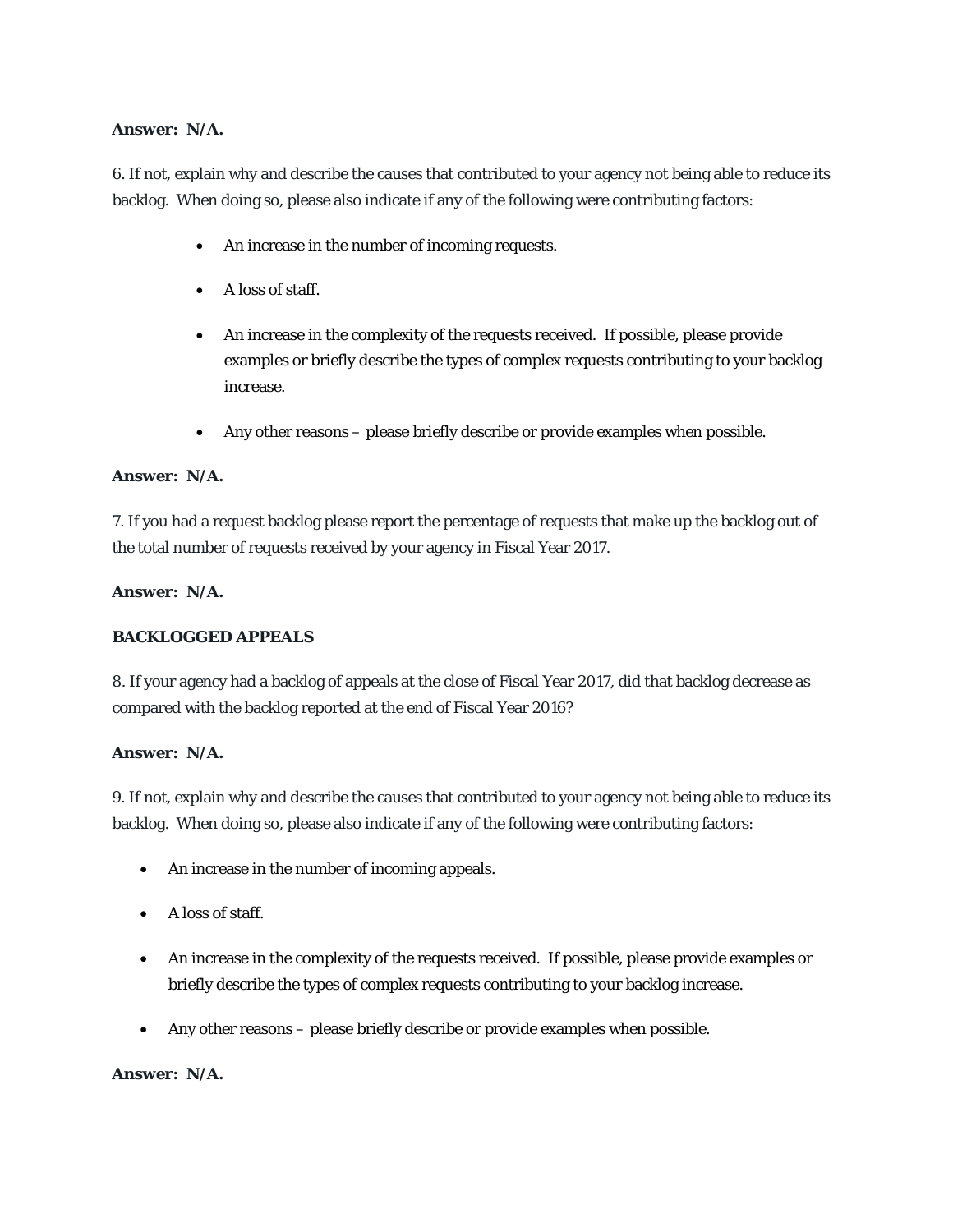**Answer: N/A.**

6. If not, explain why and describe the causes that contributed to your agency not being able to reduce its backlog. When doing so, please also indicate if any of the following were contributing factors:

- An increase in the number of incoming requests.
- A loss of staff.
- An increase in the complexity of the requests received. If possible, please provide examples or briefly describe the types of complex requests contributing to your backlog increase.
- Any other reasons – please briefly describe or provide examples when possible.

**Answer: N/A.**

7. If you had a request backlog please report the percentage of requests that make up the backlog out of the total number of requests received by your agency in Fiscal Year 2017.

**Answer: N/A.**

**BACKLOGGED APPEALS**

8. If your agency had a backlog of appeals at the close of Fiscal Year 2017, did that backlog decrease as compared with the backlog reported at the end of Fiscal Year 2016?

**Answer: N/A.**

9. If not, explain why and describe the causes that contributed to your agency not being able to reduce its backlog. When doing so, please also indicate if any of the following were contributing factors:

- An increase in the number of incoming appeals.
- A loss of staff.
- An increase in the complexity of the requests received. If possible, please provide examples or briefly describe the types of complex requests contributing to your backlog increase.
- Any other reasons – please briefly describe or provide examples when possible.

**Answer: N/A.**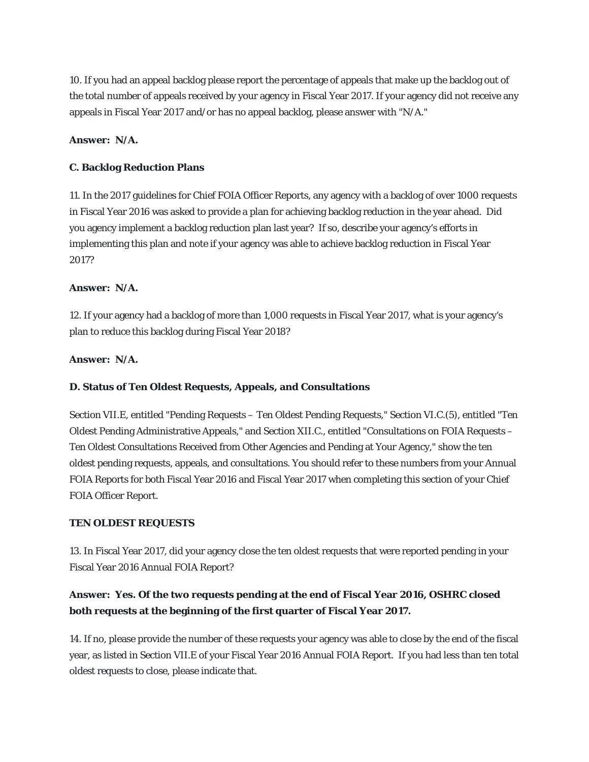10. If you had an appeal backlog please report the percentage of appeals that make up the backlog out of the total number of appeals received by your agency in Fiscal Year 2017. If your agency did not receive any appeals in Fiscal Year 2017 and/or has no appeal backlog, please answer with "N/A."

**Answer: N/A.**

**C. Backlog Reduction Plans**

11. In the 2017 guidelines for Chief FOIA Officer Reports, any agency with a backlog of over 1000 requests in Fiscal Year 2016 was asked to provide a plan for achieving backlog reduction in the year ahead. Did you agency implement a backlog reduction plan last year? If so, describe your agency's efforts in implementing this plan and note if your agency was able to achieve backlog reduction in Fiscal Year 2017?

**Answer: N/A.**

12. If your agency had a backlog of more than 1,000 requests in Fiscal Year 2017, what is your agency's plan to reduce this backlog during Fiscal Year 2018?

**Answer: N/A.**

**D. Status of Ten Oldest Requests, Appeals, and Consultations**

Section VII.E, entitled "Pending Requests – Ten Oldest Pending Requests," Section VI.C.(5), entitled "Ten Oldest Pending Administrative Appeals," and Section XII.C., entitled "Consultations on FOIA Requests – Ten Oldest Consultations Received from Other Agencies and Pending at Your Agency," show the ten oldest pending requests, appeals, and consultations. You should refer to these numbers from your Annual FOIA Reports for both Fiscal Year 2016 and Fiscal Year 2017 when completing this section of your Chief FOIA Officer Report.

**TEN OLDEST REQUESTS**

13. In Fiscal Year 2017, did your agency close the ten oldest requests that were reported pending in your Fiscal Year 2016 Annual FOIA Report?

**Answer: Yes. Of the two requests pending at the end of Fiscal Year 2016, OSHRC closed both requests at the beginning of the first quarter of Fiscal Year 2017.**

14. If no, please provide the number of these requests your agency was able to close by the end of the fiscal year, as listed in Section VII.E of your Fiscal Year 2016 Annual FOIA Report. If you had less than ten total oldest requests to close, please indicate that.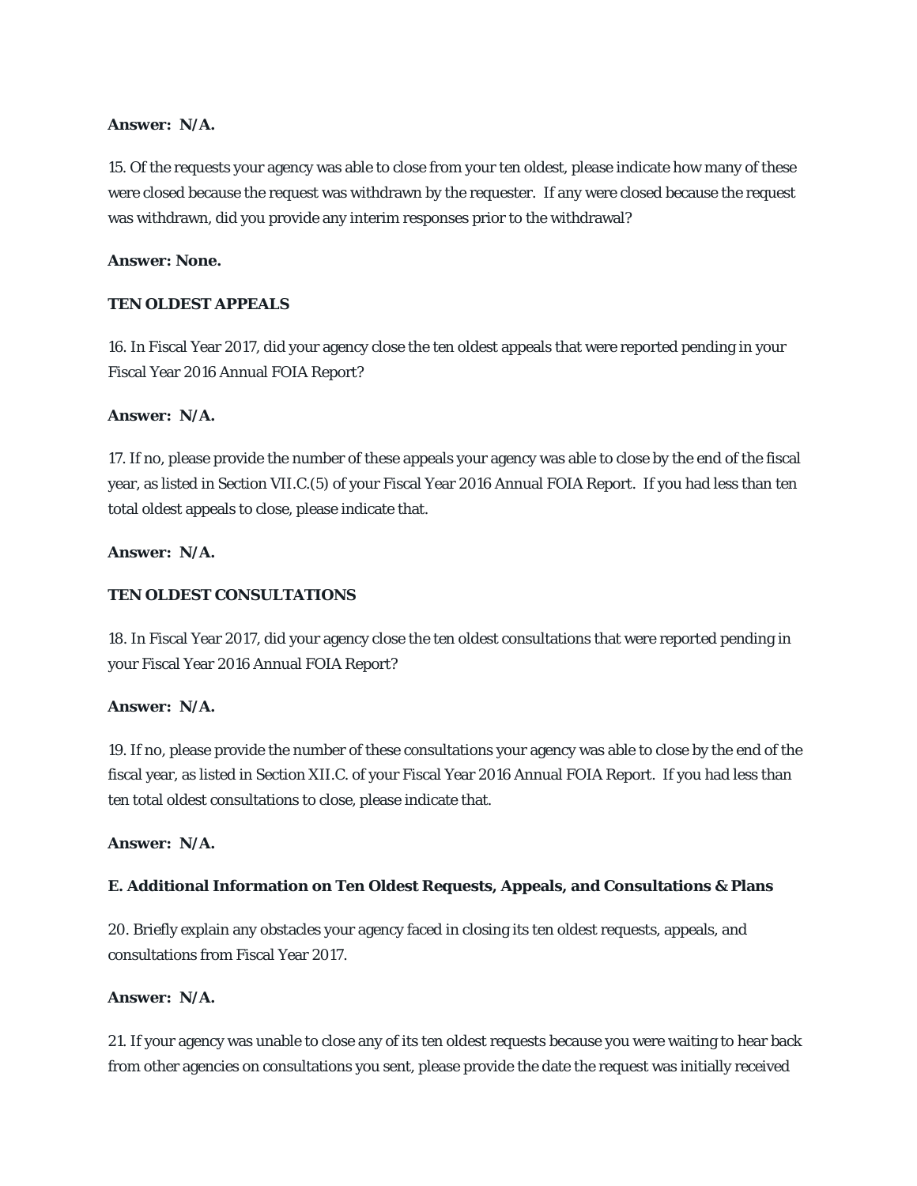**Answer: N/A.**

15. Of the requests your agency was able to close from your ten oldest, please indicate how many of these were closed because the request was withdrawn by the requester. If any were closed because the request was withdrawn, did you provide any interim responses prior to the withdrawal?

**Answer: None.**

**TEN OLDEST APPEALS**

16. In Fiscal Year 2017, did your agency close the ten oldest appeals that were reported pending in your Fiscal Year 2016 Annual FOIA Report?

**Answer: N/A.**

17. If no, please provide the number of these appeals your agency was able to close by the end of the fiscal year, as listed in Section VII.C.(5) of your Fiscal Year 2016 Annual FOIA Report. If you had less than ten total oldest appeals to close, please indicate that.

**Answer: N/A.**

**TEN OLDEST CONSULTATIONS**

18. In Fiscal Year 2017, did your agency close the ten oldest consultations that were reported pending in your Fiscal Year 2016 Annual FOIA Report?

**Answer: N/A.**

19. If no, please provide the number of these consultations your agency was able to close by the end of the fiscal year, as listed in Section XII.C. of your Fiscal Year 2016 Annual FOIA Report. If you had less than ten total oldest consultations to close, please indicate that.

**Answer: N/A.**

**E. Additional Information on Ten Oldest Requests, Appeals, and Consultations & Plans**

20. Briefly explain any obstacles your agency faced in closing its ten oldest requests, appeals, and consultations from Fiscal Year 2017.

**Answer: N/A.**

21. If your agency was unable to close any of its ten oldest requests because you were waiting to hear back from other agencies on consultations you sent, please provide the date the request was initially received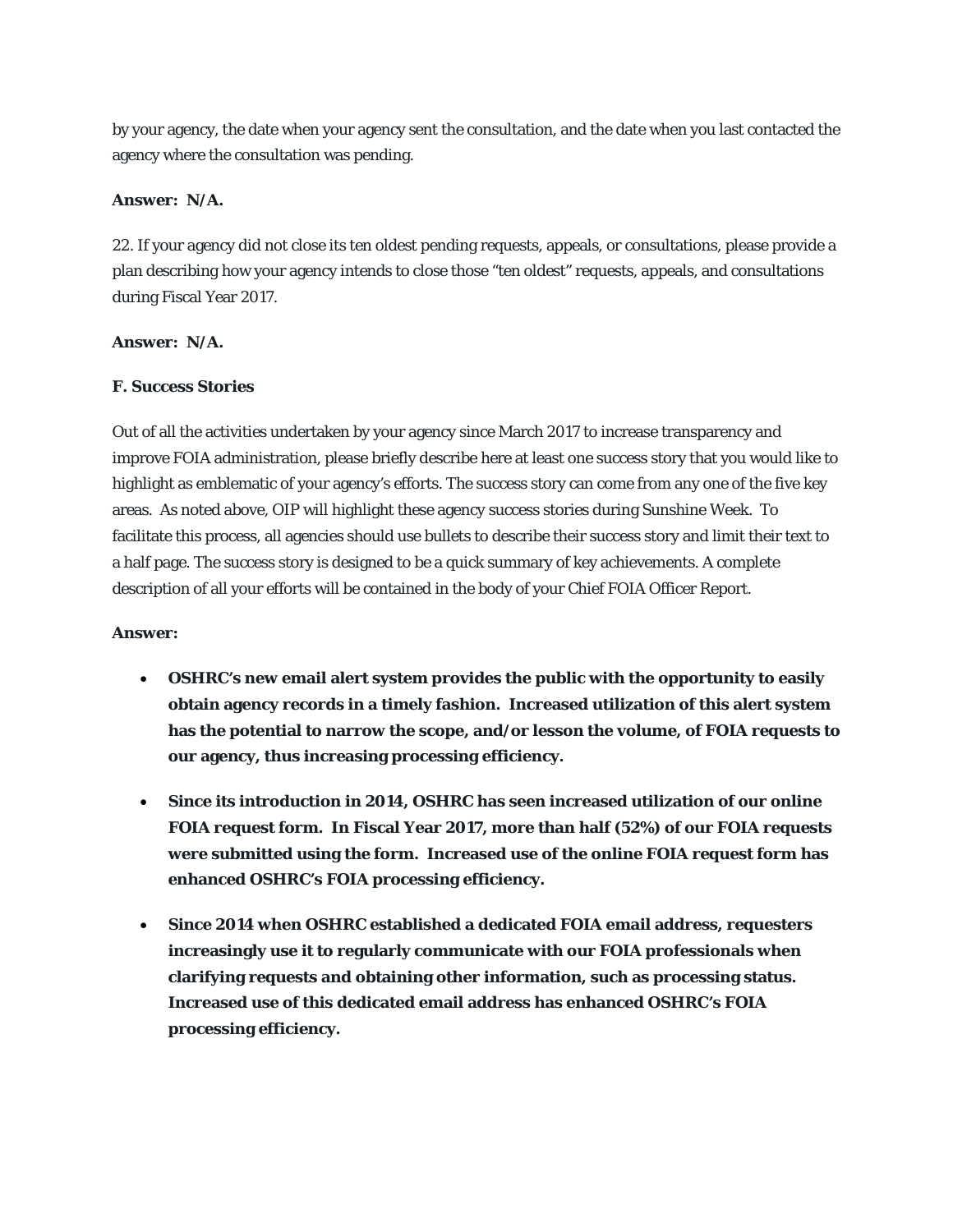by your agency, the date when your agency sent the consultation, and the date when you last contacted the agency where the consultation was pending.

**Answer: N/A.**

22. If your agency did not close its ten oldest pending requests, appeals, or consultations, please provide a plan describing how your agency intends to close those "ten oldest" requests, appeals, and consultations during Fiscal Year 2017.

**Answer: N/A.**

**F. Success Stories**

Out of all the activities undertaken by your agency since March 2017 to increase transparency and improve FOIA administration, please briefly describe here at least one success story that you would like to highlight as emblematic of your agency's efforts. The success story can come from any one of the five key areas. As noted above, OIP will highlight these agency success stories during Sunshine Week. To facilitate this process, all agencies should use bullets to describe their success story and limit their text to a half page. The success story is designed to be a quick summary of key achievements. A complete description of all your efforts will be contained in the body of your Chief FOIA Officer Report.

**Answer:**

- **OSHRC's new email alert system provides the public with the opportunity to easily obtain agency records in a timely fashion. Increased utilization of this alert system has the potential to narrow the scope, and/or lesson the volume, of FOIA requests to our agency, thus increasing processing efficiency.**

- **Since its introduction in 2014, OSHRC has seen increased utilization of our online FOIA request form. In Fiscal Year 2017, more than half (52%) of our FOIA requests were submitted using the form. Increased use of the online FOIA request form has enhanced OSHRC's FOIA processing efficiency.**

- **Since 2014 when OSHRC established a dedicated FOIA email address, requesters increasingly use it to regularly communicate with our FOIA professionals when clarifying requests and obtaining other information, such as processing status. Increased use of this dedicated email address has enhanced OSHRC's FOIA processing efficiency.**